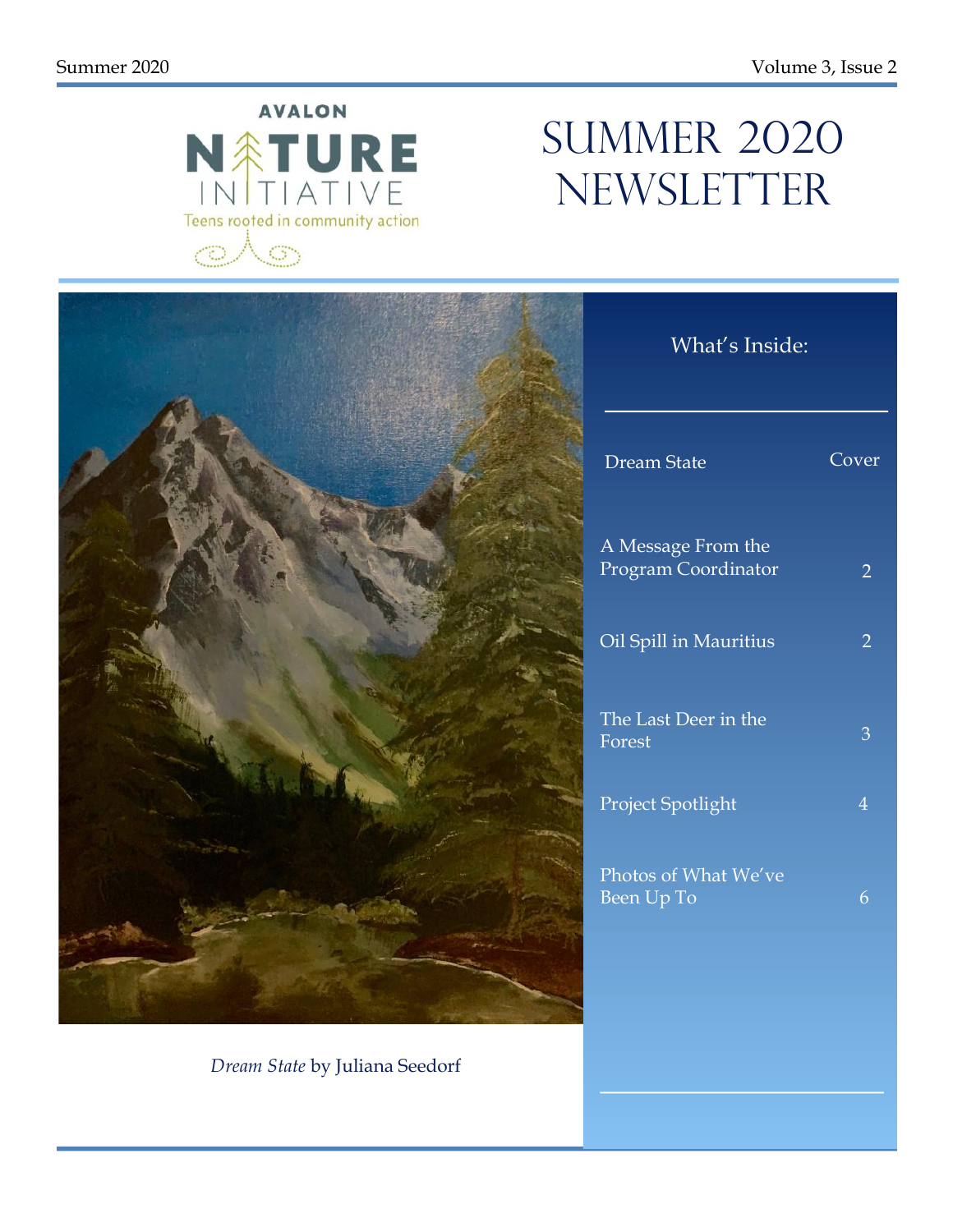Summer 2020 Volume 3, Issue 2

AVALON NATURE INITIATIVE

Teens rooted in community action

# Summer 2020 Newsletter

*Dream State* by Juliana Seedorf

## What's Inside:

| | |
|---|---|
| Dream State | Cover |
| A Message From the Program Coordinator | 2 |
| Oil Spill in Mauritius | 2 |
| The Last Deer in the Forest | 3 |
| Project Spotlight | 4 |
| Photos of What We've Been Up To | 6 |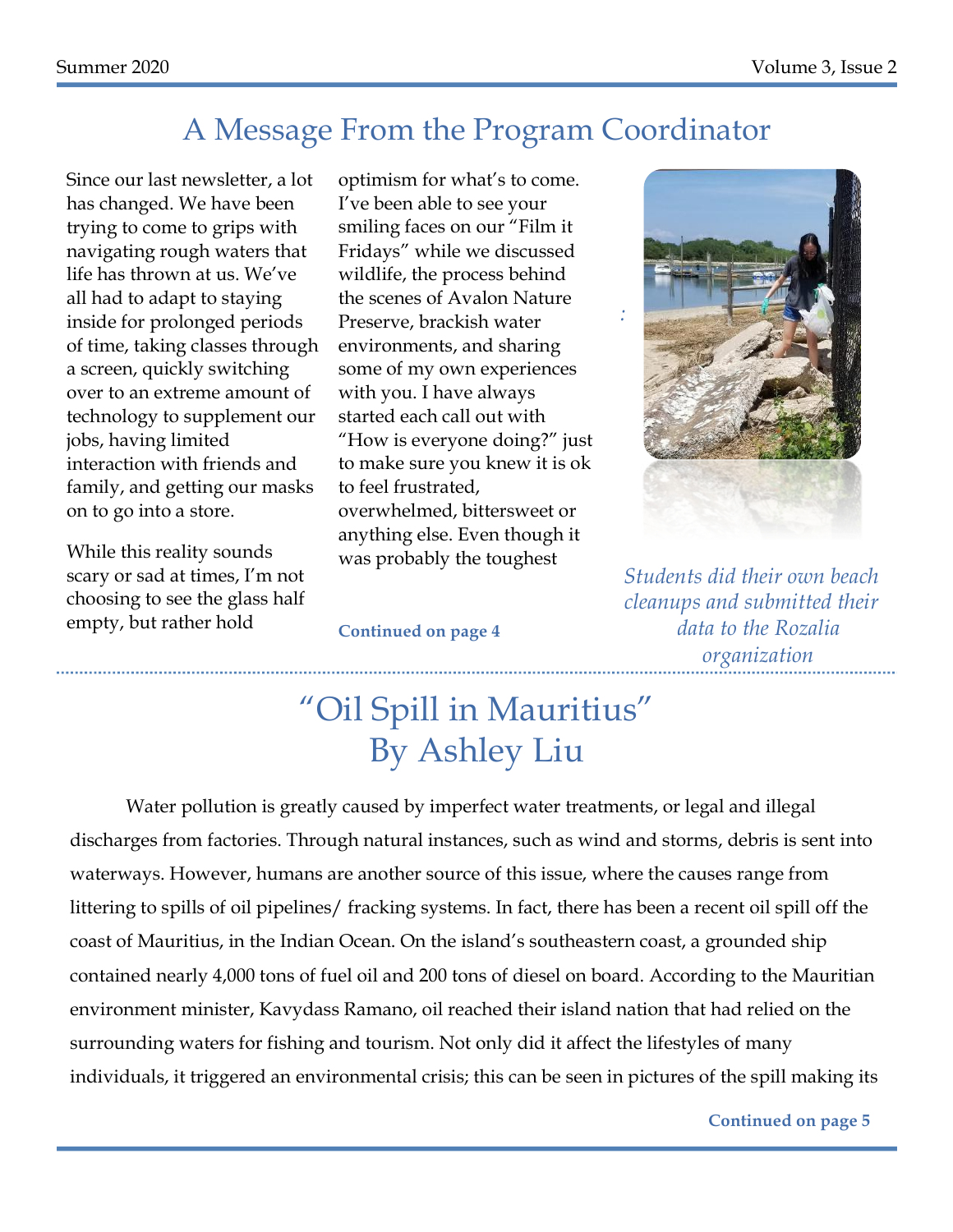## A Message From the Program Coordinator

Since our last newsletter, a lot has changed. We have been trying to come to grips with navigating rough waters that life has thrown at us. We've all had to adapt to staying inside for prolonged periods of time, taking classes through a screen, quickly switching over to an extreme amount of technology to supplement our jobs, having limited interaction with friends and family, and getting our masks on to go into a store.

While this reality sounds scary or sad at times, I'm not choosing to see the glass half empty, but rather hold optimism for what's to come. I've been able to see your smiling faces on our "Film it Fridays" while we discussed wildlife, the process behind the scenes of Avalon Nature Preserve, brackish water environments, and sharing some of my own experiences with you. I have always started each call out with "How is everyone doing?" just to make sure you knew it is ok to feel frustrated, overwhelmed, bittersweet or anything else. Even though it was probably the toughest

**Continued on page 4**

*Students did their own beach cleanups and submitted their data to the Rozalia organization*

## "Oil Spill in Mauritius" By Ashley Liu

Water pollution is greatly caused by imperfect water treatments, or legal and illegal discharges from factories. Through natural instances, such as wind and storms, debris is sent into waterways. However, humans are another source of this issue, where the causes range from littering to spills of oil pipelines/ fracking systems. In fact, there has been a recent oil spill off the coast of Mauritius, in the Indian Ocean. On the island's southeastern coast, a grounded ship contained nearly 4,000 tons of fuel oil and 200 tons of diesel on board. According to the Mauritian environment minister, Kavydass Ramano, oil reached their island nation that had relied on the surrounding waters for fishing and tourism. Not only did it affect the lifestyles of many individuals, it triggered an environmental crisis; this can be seen in pictures of the spill making its

**Continued on page 5**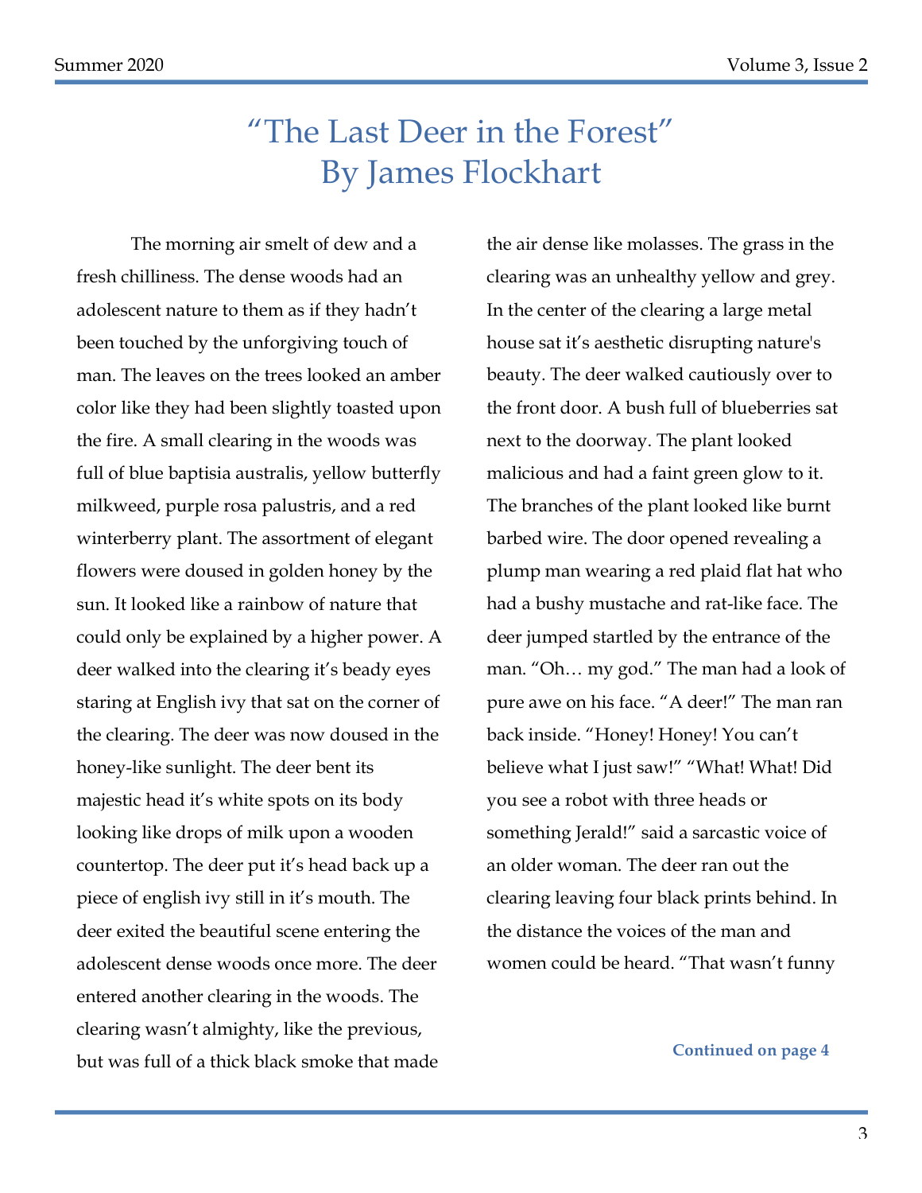# "The Last Deer in the Forest"
# By James Flockhart

The morning air smelt of dew and a fresh chilliness. The dense woods had an adolescent nature to them as if they hadn't been touched by the unforgiving touch of man. The leaves on the trees looked an amber color like they had been slightly toasted upon the fire. A small clearing in the woods was full of blue baptisia australis, yellow butterfly milkweed, purple rosa palustris, and a red winterberry plant. The assortment of elegant flowers were doused in golden honey by the sun. It looked like a rainbow of nature that could only be explained by a higher power. A deer walked into the clearing it's beady eyes staring at English ivy that sat on the corner of the clearing. The deer was now doused in the honey-like sunlight. The deer bent its majestic head it's white spots on its body looking like drops of milk upon a wooden countertop. The deer put it's head back up a piece of english ivy still in it's mouth. The deer exited the beautiful scene entering the adolescent dense woods once more. The deer entered another clearing in the woods. The clearing wasn't almighty, like the previous, but was full of a thick black smoke that made the air dense like molasses. The grass in the clearing was an unhealthy yellow and grey. In the center of the clearing a large metal house sat it's aesthetic disrupting nature's beauty. The deer walked cautiously over to the front door. A bush full of blueberries sat next to the doorway. The plant looked malicious and had a faint green glow to it. The branches of the plant looked like burnt barbed wire. The door opened revealing a plump man wearing a red plaid flat hat who had a bushy mustache and rat-like face. The deer jumped startled by the entrance of the man. "Oh… my god." The man had a look of pure awe on his face. "A deer!" The man ran back inside. "Honey! Honey! You can't believe what I just saw!" "What! What! Did you see a robot with three heads or something Jerald!" said a sarcastic voice of an older woman. The deer ran out the clearing leaving four black prints behind. In the distance the voices of the man and women could be heard. "That wasn't funny

**Continued on page 4**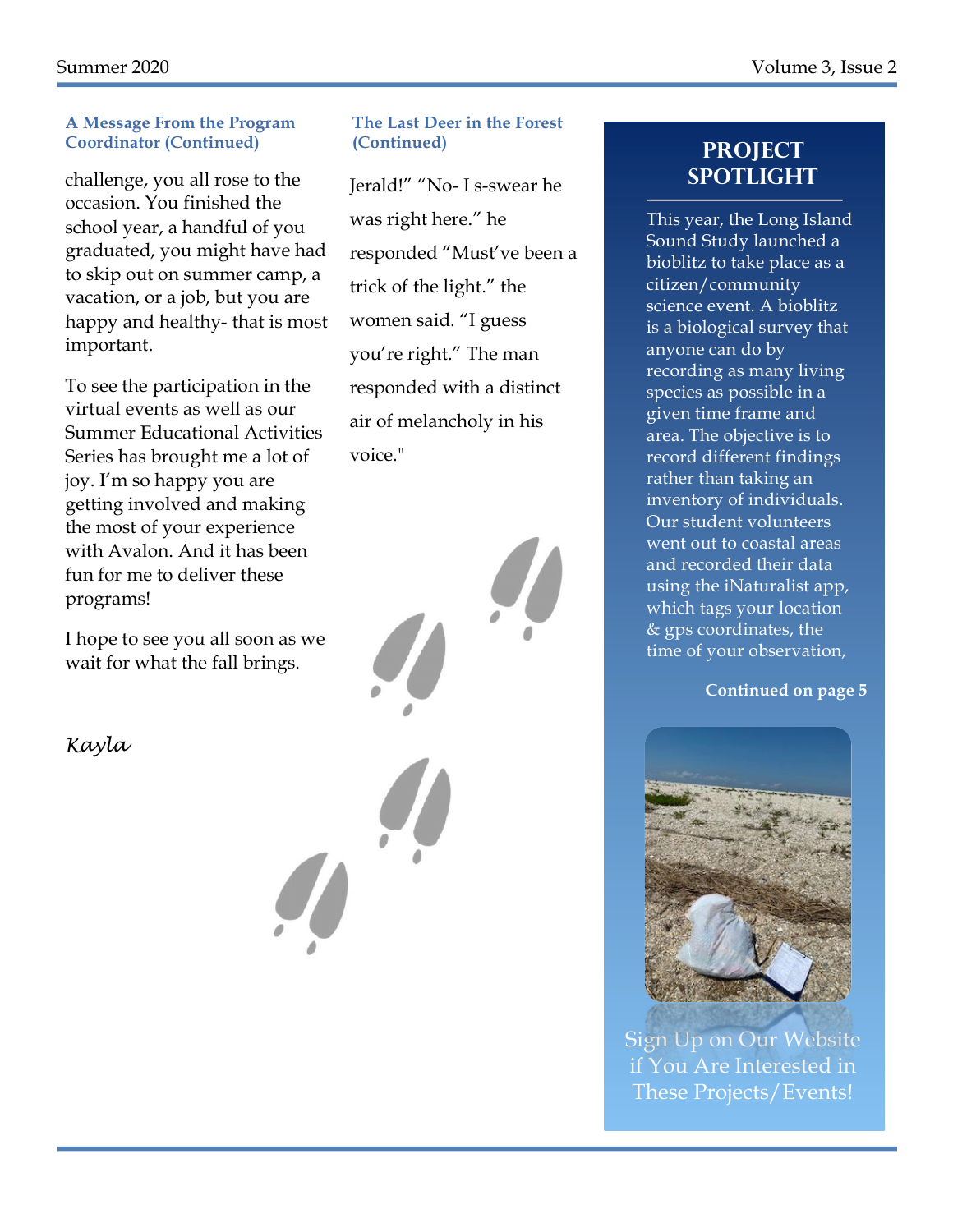### A Message From the Program Coordinator (Continued)

challenge, you all rose to the occasion. You finished the school year, a handful of you graduated, you might have had to skip out on summer camp, a vacation, or a job, but you are happy and healthy- that is most important.

To see the participation in the virtual events as well as our Summer Educational Activities Series has brought me a lot of joy. I'm so happy you are getting involved and making the most of your experience with Avalon. And it has been fun for me to deliver these programs!

I hope to see you all soon as we wait for what the fall brings.

*Kayla*

### The Last Deer in the Forest (Continued)

Jerald!" "No- I s-swear he was right here." he responded "Must've been a trick of the light." the women said. "I guess you're right." The man responded with a distinct air of melancholy in his voice."

## PROJECT SPOTLIGHT

This year, the Long Island Sound Study launched a bioblitz to take place as a citizen/community science event. A bioblitz is a biological survey that anyone can do by recording as many living species as possible in a given time frame and area. The objective is to record different findings rather than taking an inventory of individuals. Our student volunteers went out to coastal areas and recorded their data using the iNaturalist app, which tags your location & gps coordinates, the time of your observation,

**Continued on page 5**

Sign Up on Our Website if You Are Interested in These Projects/Events!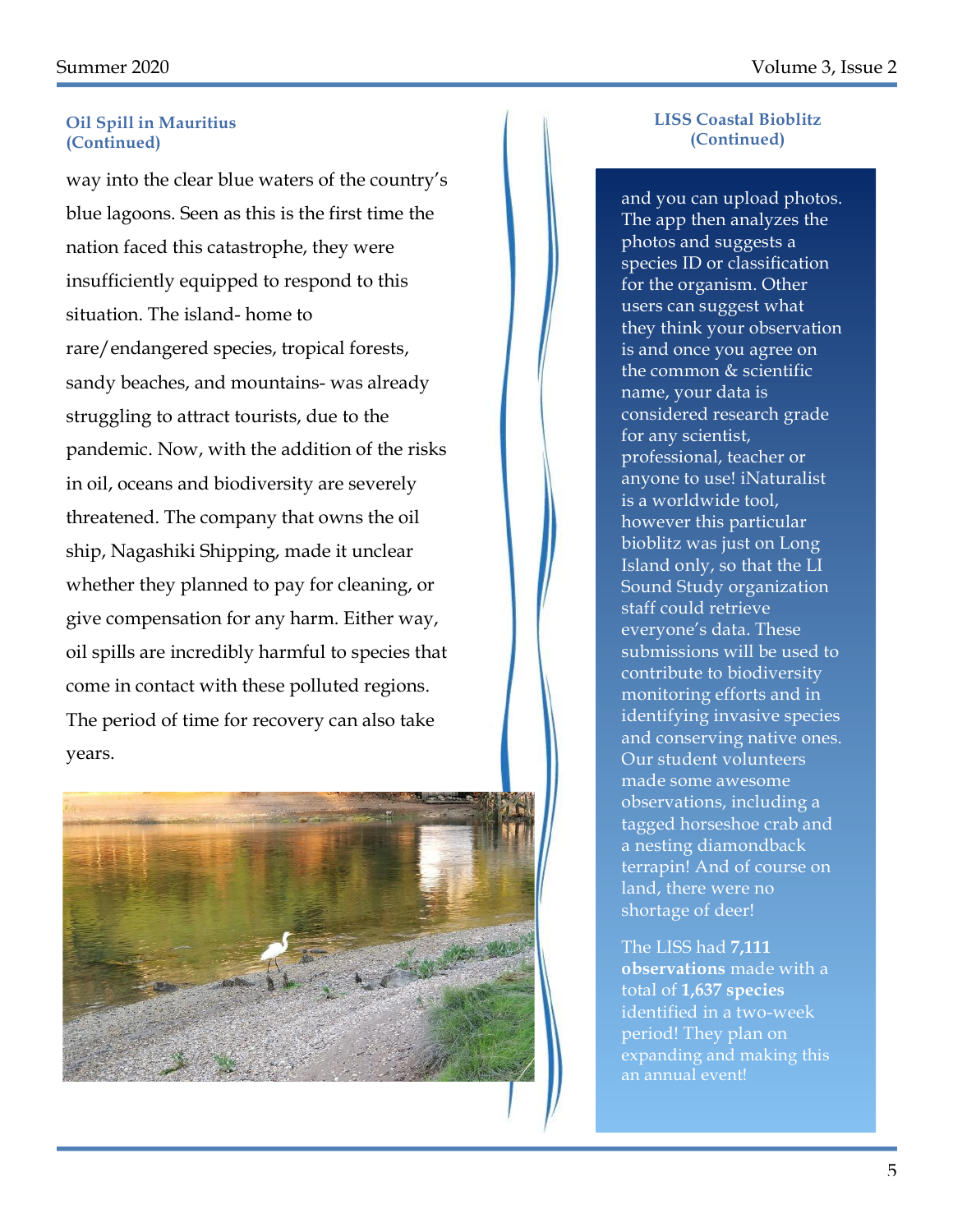### Oil Spill in Mauritius (Continued)

way into the clear blue waters of the country's blue lagoons. Seen as this is the first time the nation faced this catastrophe, they were insufficiently equipped to respond to this situation. The island- home to rare/endangered species, tropical forests, sandy beaches, and mountains- was already struggling to attract tourists, due to the pandemic. Now, with the addition of the risks in oil, oceans and biodiversity are severely threatened. The company that owns the oil ship, Nagashiki Shipping, made it unclear whether they planned to pay for cleaning, or give compensation for any harm. Either way, oil spills are incredibly harmful to species that come in contact with these polluted regions. The period of time for recovery can also take years.

### LISS Coastal Bioblitz (Continued)

and you can upload photos. The app then analyzes the photos and suggests a species ID or classification for the organism. Other users can suggest what they think your observation is and once you agree on the common & scientific name, your data is considered research grade for any scientist, professional, teacher or anyone to use! iNaturalist is a worldwide tool, however this particular bioblitz was just on Long Island only, so that the LI Sound Study organization staff could retrieve everyone's data. These submissions will be used to contribute to biodiversity monitoring efforts and in identifying invasive species and conserving native ones. Our student volunteers made some awesome observations, including a tagged horseshoe crab and a nesting diamondback terrapin! And of course on land, there were no shortage of deer!

The LISS had **7,111 observations** made with a total of **1,637 species** identified in a two-week period! They plan on expanding and making this an annual event!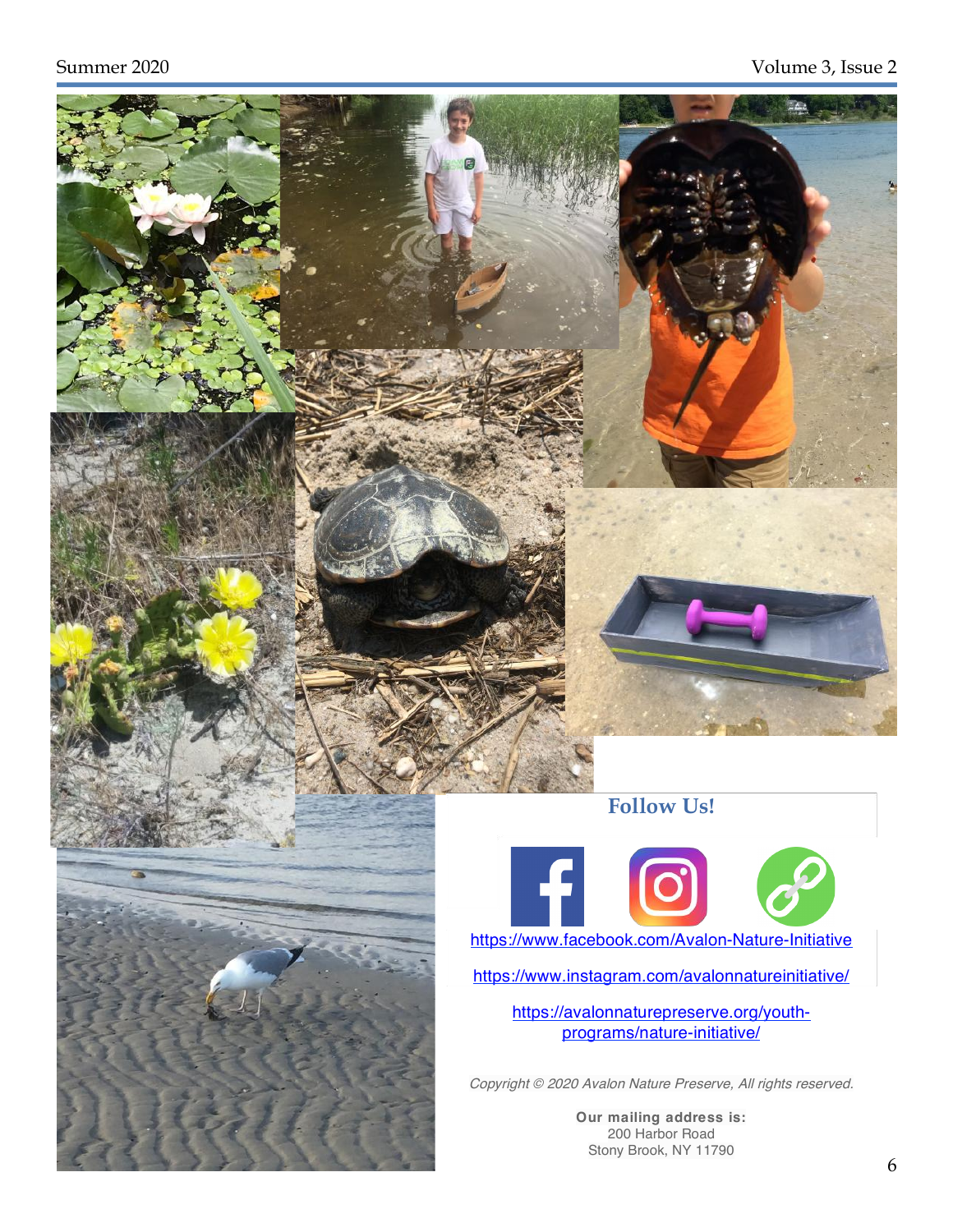## Follow Us!

https://www.facebook.com/Avalon-Nature-Initiative

https://www.instagram.com/avalonnatureinitiative/

https://avalonnaturepreserve.org/youth-programs/nature-initiative/

*Copyright © 2020 Avalon Nature Preserve, All rights reserved.*

**Our mailing address is:**
200 Harbor Road
Stony Brook, NY 11790